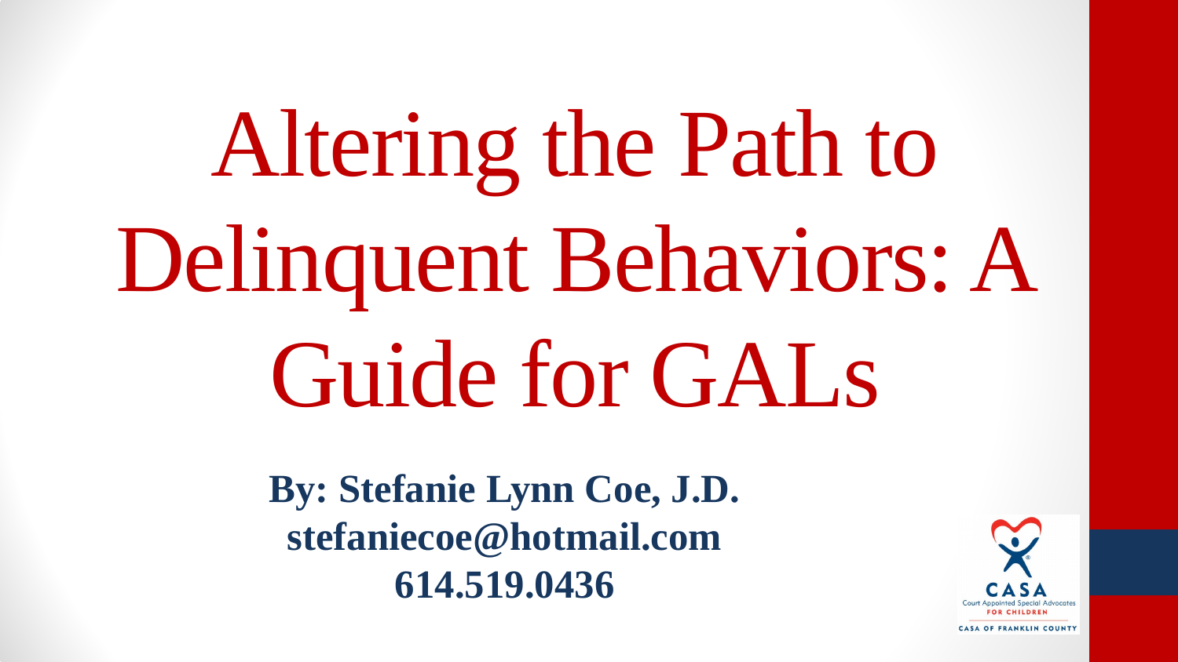# Altering the Path to Delinquent Behaviors: A Guide for GALs

**By: Stefanie Lynn Coe, J.D.**
**stefaniecoe@hotmail.com**
**614.519.0436**

CASA
Court Appointed Special Advocates
FOR CHILDREN
CASA OF FRANKLIN COUNTY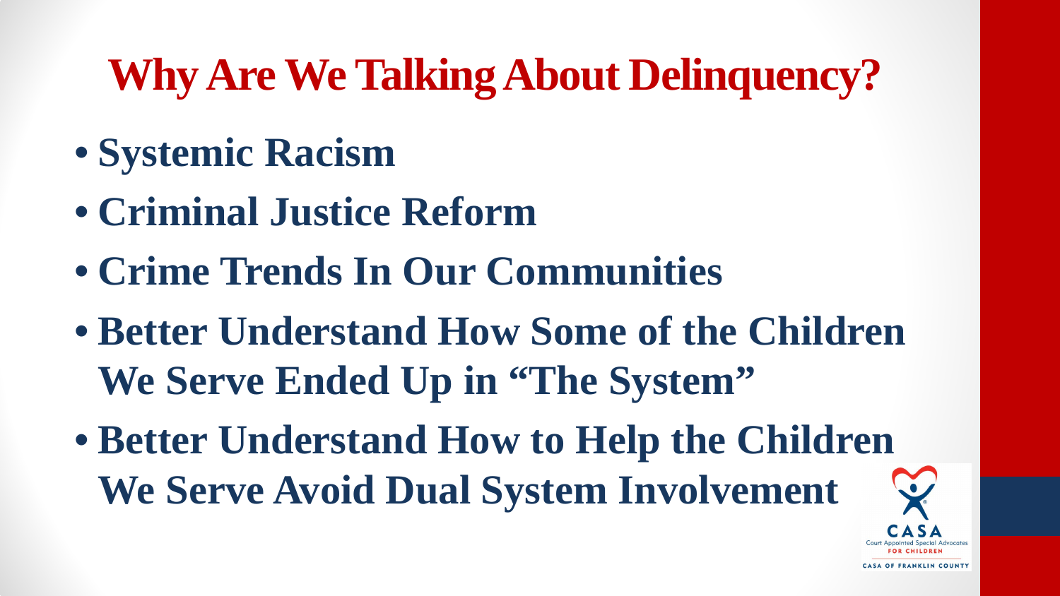# Why Are We Talking About Delinquency?

- **Systemic Racism**
- **Criminal Justice Reform**
- **Crime Trends In Our Communities**
- **Better Understand How Some of the Children We Serve Ended Up in "The System"**
- **Better Understand How to Help the Children We Serve Avoid Dual System Involvement**

CASA
Court Appointed Special Advocates
FOR CHILDREN
CASA OF FRANKLIN COUNTY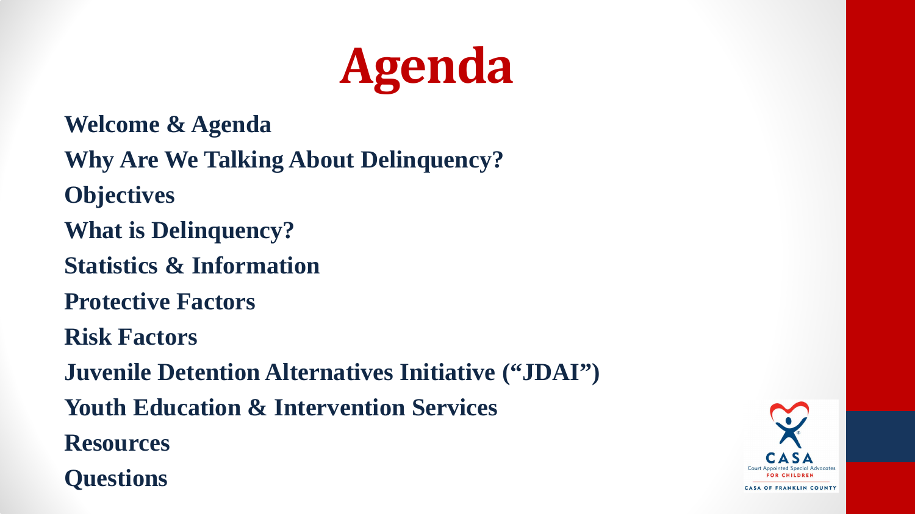# Agenda

**Welcome & Agenda**

**Why Are We Talking About Delinquency?**

**Objectives**

**What is Delinquency?**

**Statistics & Information**

**Protective Factors**

**Risk Factors**

**Juvenile Detention Alternatives Initiative (“JDAI”)**

**Youth Education & Intervention Services**

**Resources**

**Questions**

CASA Court Appointed Special Advocates FOR CHILDREN

CASA OF FRANKLIN COUNTY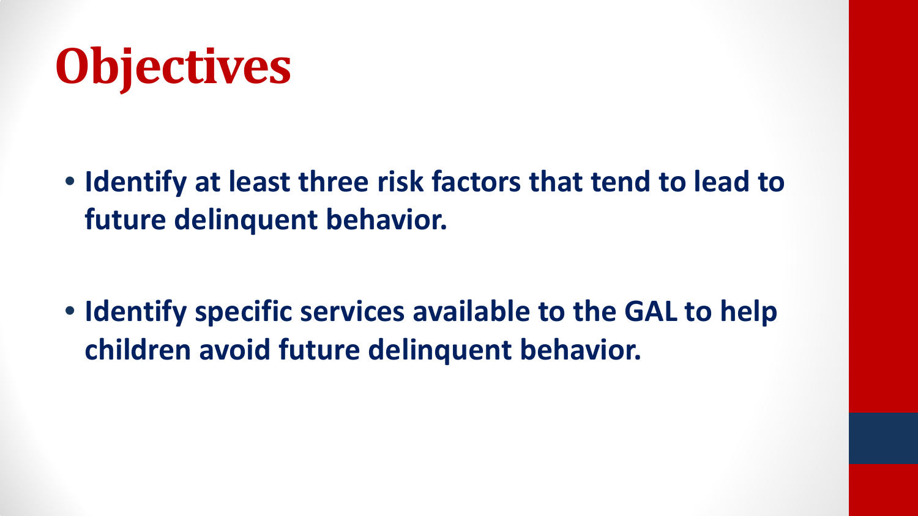# Objectives

- **Identify at least three risk factors that tend to lead to future delinquent behavior.**

- **Identify specific services available to the GAL to help children avoid future delinquent behavior.**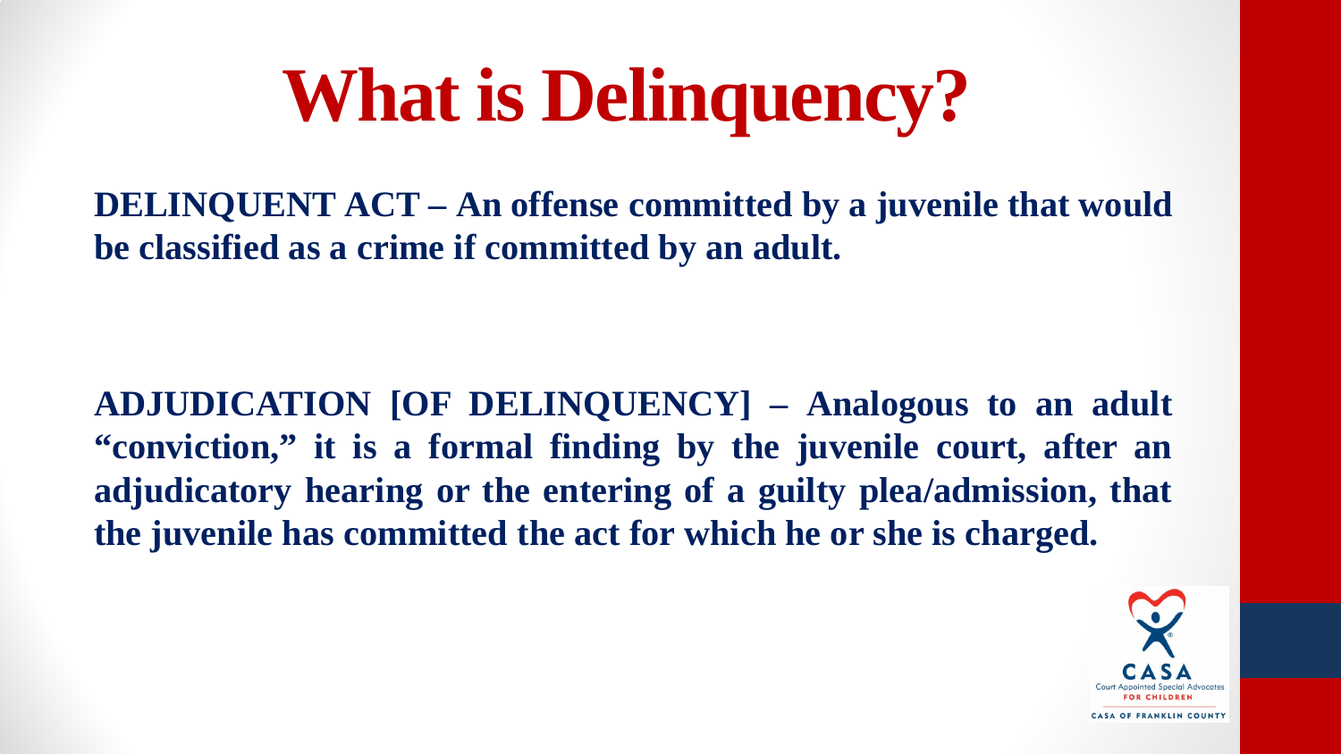# What is Delinquency?

**DELINQUENT ACT – An offense committed by a juvenile that would be classified as a crime if committed by an adult.**

**ADJUDICATION [OF DELINQUENCY] – Analogous to an adult "conviction," it is a formal finding by the juvenile court, after an adjudicatory hearing or the entering of a guilty plea/admission, that the juvenile has committed the act for which he or she is charged.**

CASA
Court Appointed Special Advocates
FOR CHILDREN
CASA OF FRANKLIN COUNTY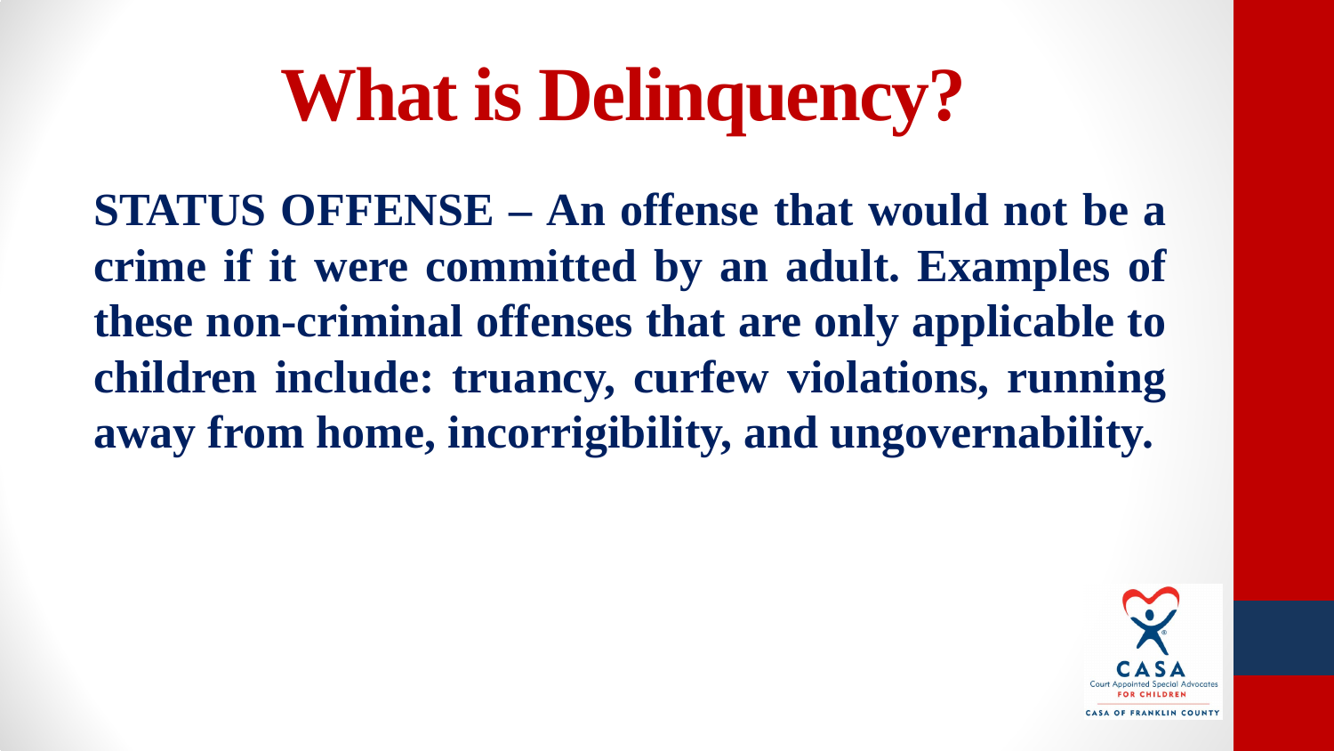# What is Delinquency?

**STATUS OFFENSE – An offense that would not be a crime if it were committed by an adult. Examples of these non-criminal offenses that are only applicable to children include: truancy, curfew violations, running away from home, incorrigibility, and ungovernability.**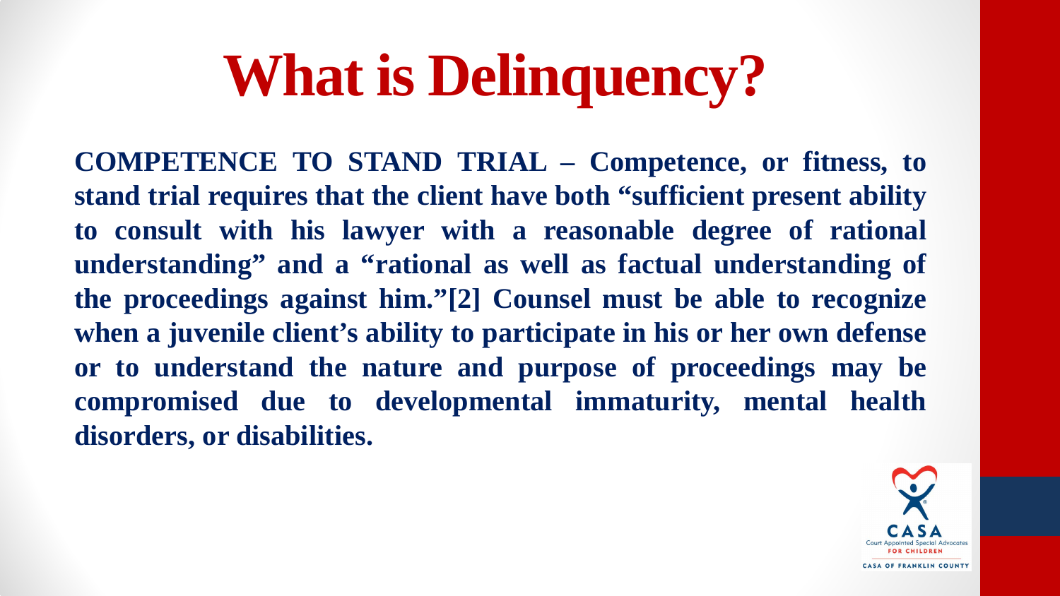# What is Delinquency?

**COMPETENCE TO STAND TRIAL – Competence, or fitness, to stand trial requires that the client have both "sufficient present ability to consult with his lawyer with a reasonable degree of rational understanding" and a "rational as well as factual understanding of the proceedings against him."[2] Counsel must be able to recognize when a juvenile client's ability to participate in his or her own defense or to understand the nature and purpose of proceedings may be compromised due to developmental immaturity, mental health disorders, or disabilities.**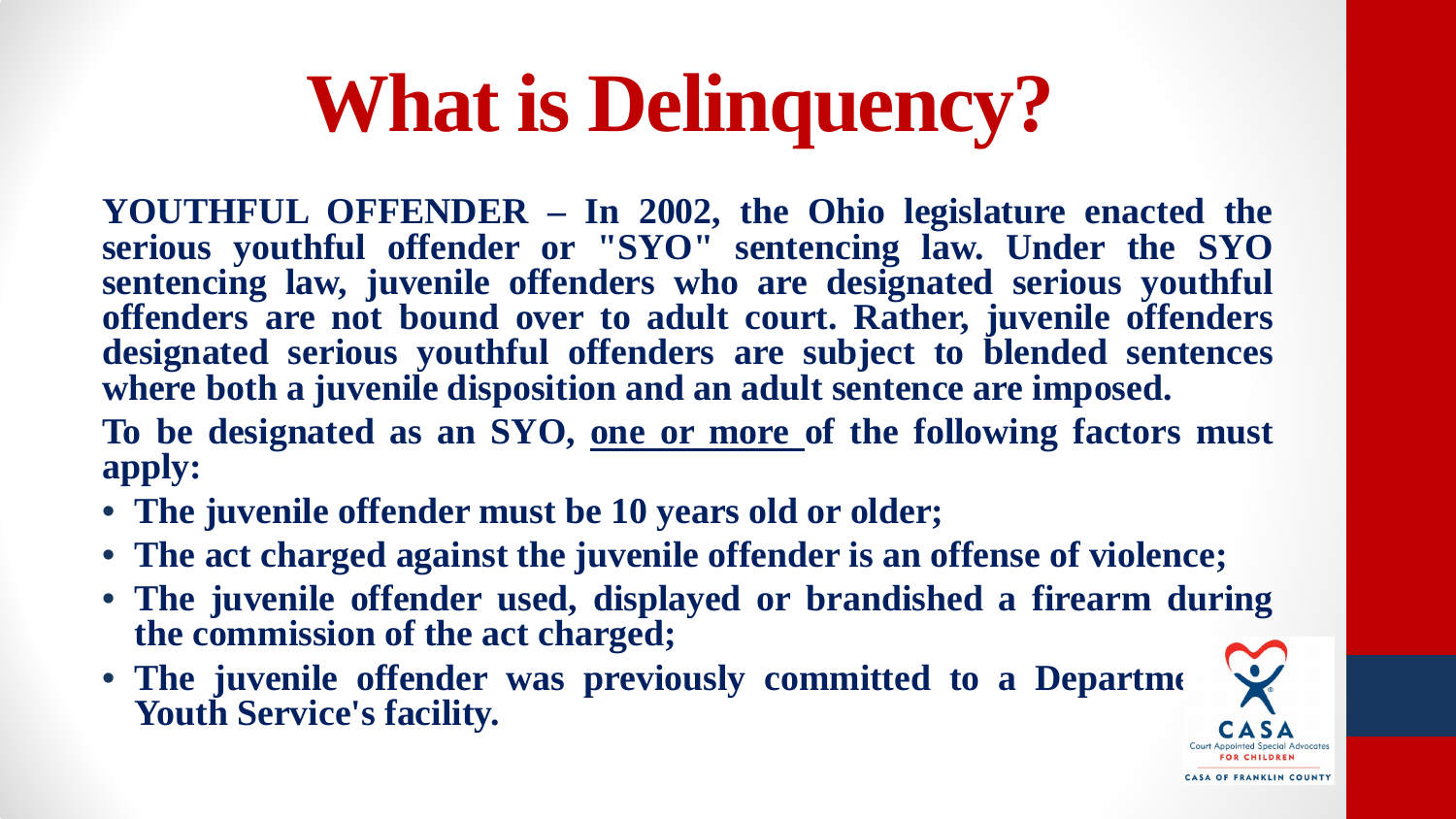# What is Delinquency?

**YOUTHFUL OFFENDER – In 2002, the Ohio legislature enacted the serious youthful offender or "SYO" sentencing law. Under the SYO sentencing law, juvenile offenders who are designated serious youthful offenders are not bound over to adult court. Rather, juvenile offenders designated serious youthful offenders are subject to blended sentences where both a juvenile disposition and an adult sentence are imposed.**

**To be designated as an SYO, <u>one or more</u> of the following factors must apply:**

- **The juvenile offender must be 10 years old or older;**
- **The act charged against the juvenile offender is an offense of violence;**
- **The juvenile offender used, displayed or brandished a firearm during the commission of the act charged;**
- **The juvenile offender was previously committed to a Departme Youth Service's facility.**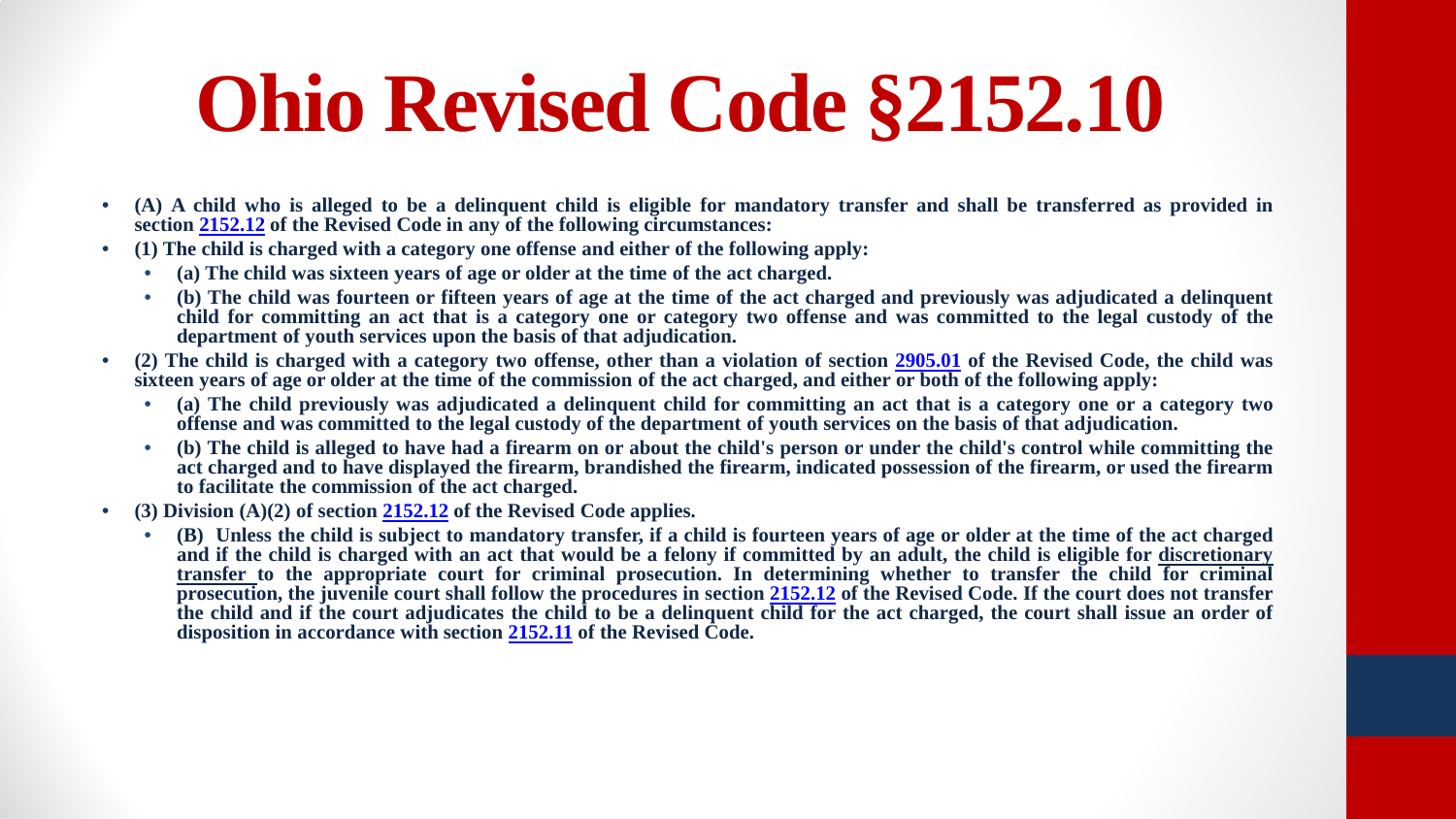# Ohio Revised Code §2152.10

- **(A) A child who is alleged to be a delinquent child is eligible for mandatory transfer and shall be transferred as provided in section 2152.12 of the Revised Code in any of the following circumstances:**
- **(1) The child is charged with a category one offense and either of the following apply:**
  - **(a) The child was sixteen years of age or older at the time of the act charged.**
  - **(b) The child was fourteen or fifteen years of age at the time of the act charged and previously was adjudicated a delinquent child for committing an act that is a category one or category two offense and was committed to the legal custody of the department of youth services upon the basis of that adjudication.**
- **(2) The child is charged with a category two offense, other than a violation of section 2905.01 of the Revised Code, the child was sixteen years of age or older at the time of the commission of the act charged, and either or both of the following apply:**
  - **(a) The child previously was adjudicated a delinquent child for committing an act that is a category one or a category two offense and was committed to the legal custody of the department of youth services on the basis of that adjudication.**
  - **(b) The child is alleged to have had a firearm on or about the child's person or under the child's control while committing the act charged and to have displayed the firearm, brandished the firearm, indicated possession of the firearm, or used the firearm to facilitate the commission of the act charged.**
- **(3) Division (A)(2) of section 2152.12 of the Revised Code applies.**
  - **(B) Unless the child is subject to mandatory transfer, if a child is fourteen years of age or older at the time of the act charged and if the child is charged with an act that would be a felony if committed by an adult, the child is eligible for discretionary transfer to the appropriate court for criminal prosecution. In determining whether to transfer the child for criminal prosecution, the juvenile court shall follow the procedures in section 2152.12 of the Revised Code. If the court does not transfer the child and if the court adjudicates the child to be a delinquent child for the act charged, the court shall issue an order of disposition in accordance with section 2152.11 of the Revised Code.**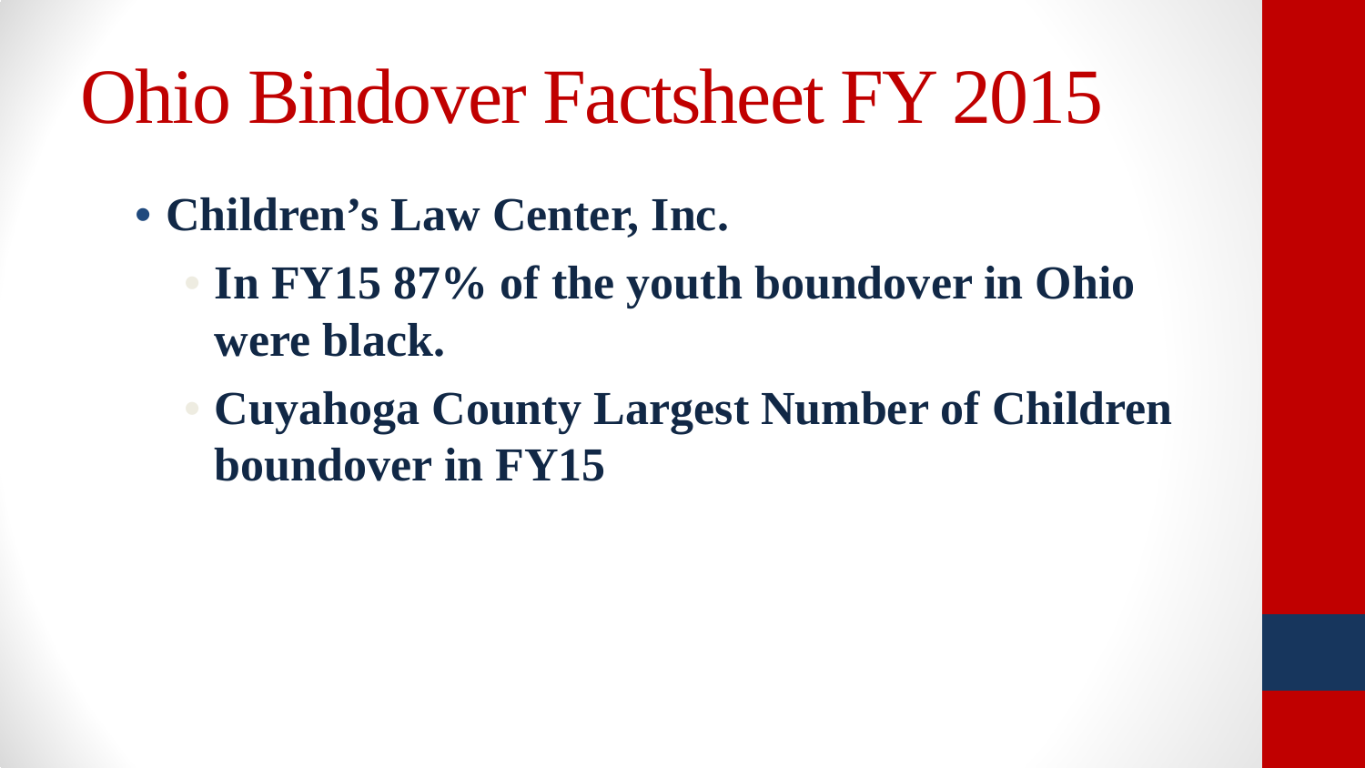# Ohio Bindover Factsheet FY 2015

- **Children's Law Center, Inc.**
  - **In FY15 87% of the youth boundover in Ohio were black.**
  - **Cuyahoga County Largest Number of Children boundover in FY15**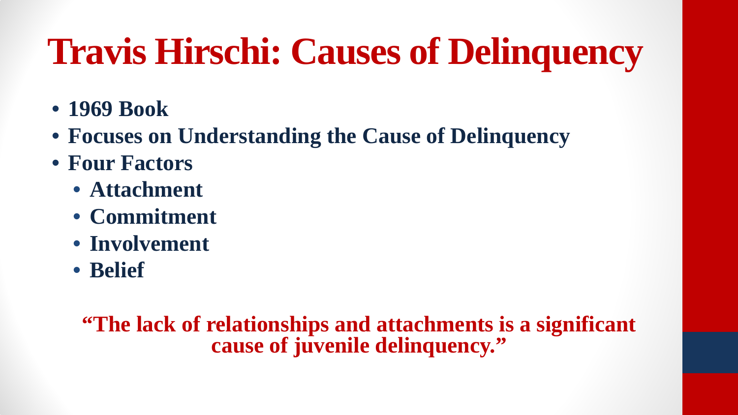# Travis Hirschi: Causes of Delinquency

- **1969 Book**
- **Focuses on Understanding the Cause of Delinquency**
- **Four Factors**
  - **Attachment**
  - **Commitment**
  - **Involvement**
  - **Belief**

**"The lack of relationships and attachments is a significant cause of juvenile delinquency."**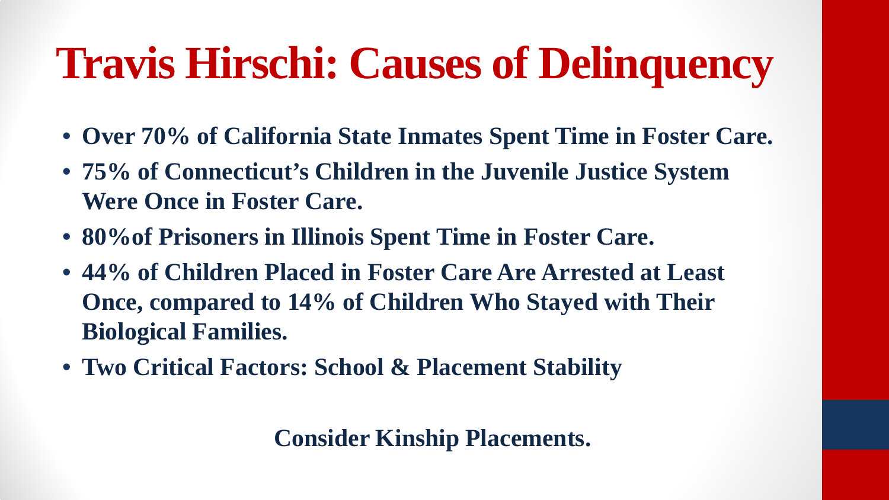# Travis Hirschi: Causes of Delinquency

- **Over 70% of California State Inmates Spent Time in Foster Care.**
- **75% of Connecticut's Children in the Juvenile Justice System Were Once in Foster Care.**
- **80%of Prisoners in Illinois Spent Time in Foster Care.**
- **44% of Children Placed in Foster Care Are Arrested at Least Once, compared to 14% of Children Who Stayed with Their Biological Families.**
- **Two Critical Factors: School & Placement Stability**

**Consider Kinship Placements.**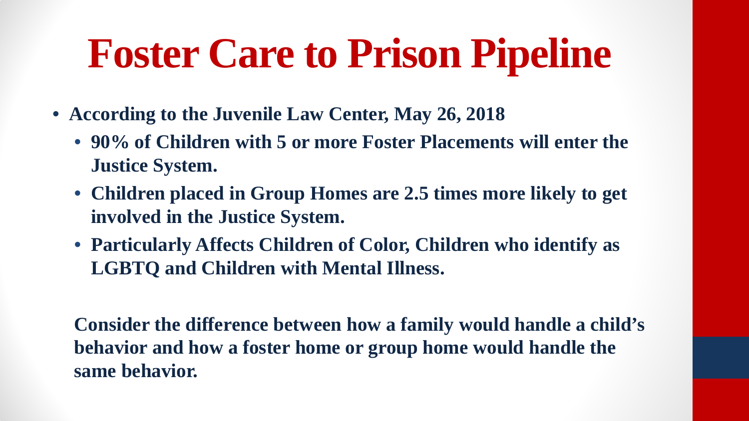# Foster Care to Prison Pipeline

- **According to the Juvenile Law Center, May 26, 2018**
  - **90% of Children with 5 or more Foster Placements will enter the Justice System.**
  - **Children placed in Group Homes are 2.5 times more likely to get involved in the Justice System.**
  - **Particularly Affects Children of Color, Children who identify as LGBTQ and Children with Mental Illness.**

**Consider the difference between how a family would handle a child's behavior and how a foster home or group home would handle the same behavior.**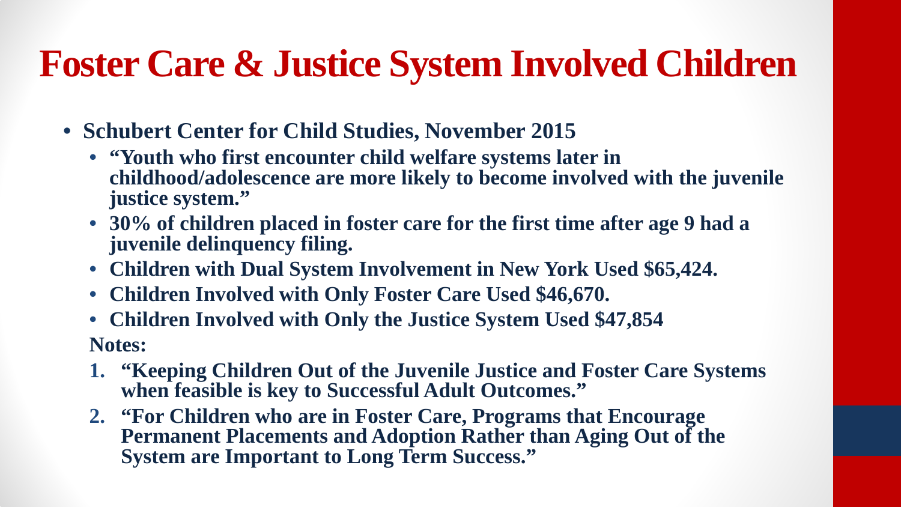# Foster Care & Justice System Involved Children

- **Schubert Center for Child Studies, November 2015**
  - **"Youth who first encounter child welfare systems later in childhood/adolescence are more likely to become involved with the juvenile justice system."**
  - **30% of children placed in foster care for the first time after age 9 had a juvenile delinquency filing.**
  - **Children with Dual System Involvement in New York Used $65,424.**
  - **Children Involved with Only Foster Care Used $46,670.**
  - **Children Involved with Only the Justice System Used $47,854**

**Notes:**

1. **"Keeping Children Out of the Juvenile Justice and Foster Care Systems when feasible is key to Successful Adult Outcomes."**
2. **"For Children who are in Foster Care, Programs that Encourage Permanent Placements and Adoption Rather than Aging Out of the System are Important to Long Term Success."**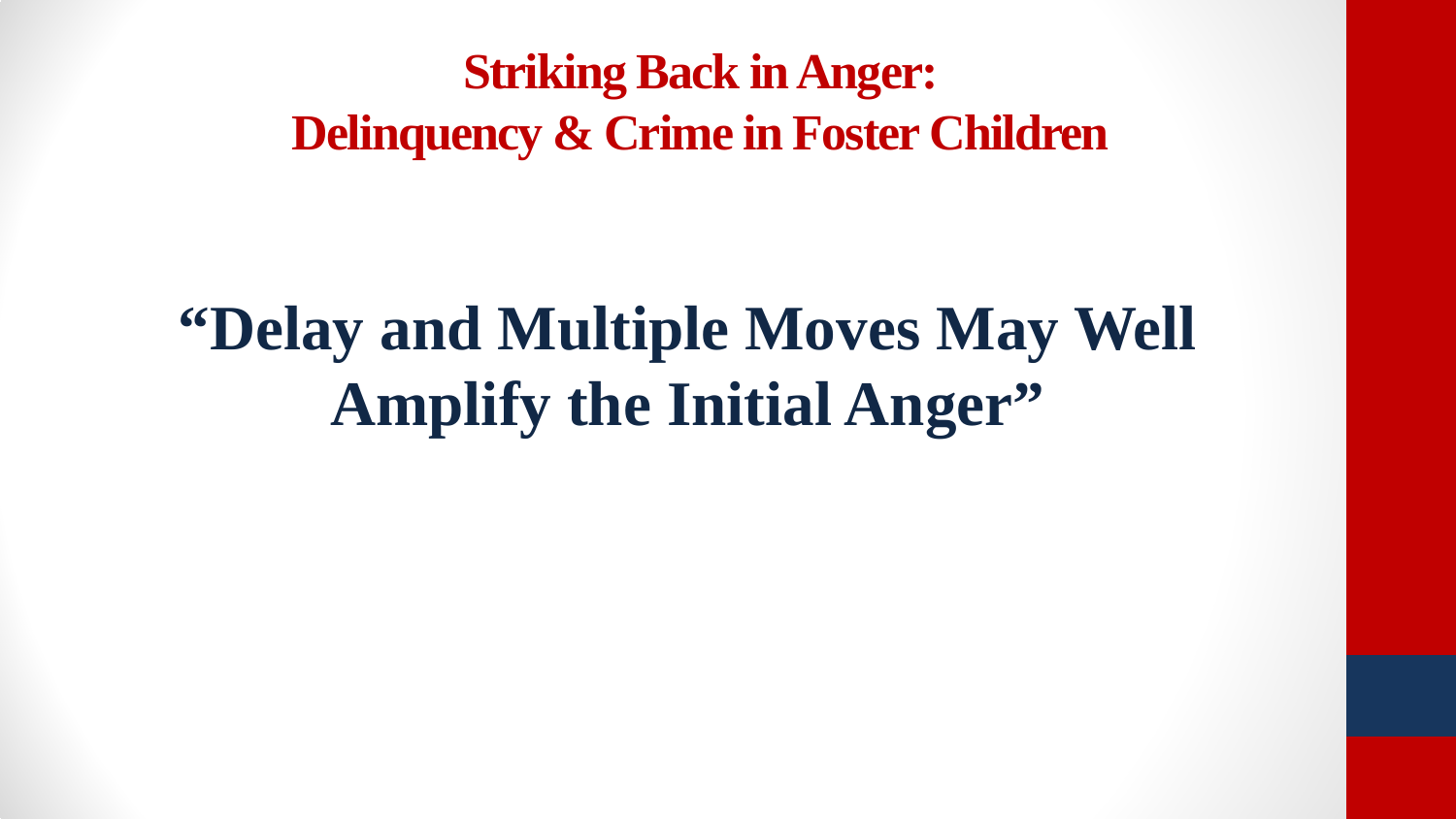## Striking Back in Anger:
## Delinquency & Crime in Foster Children

# "Delay and Multiple Moves May Well Amplify the Initial Anger"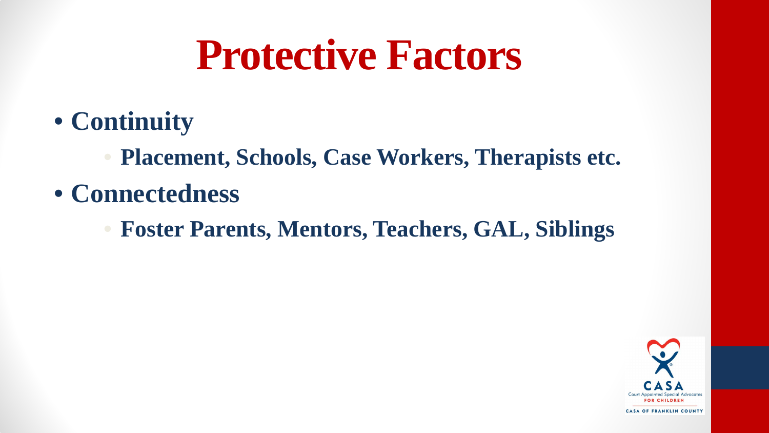# Protective Factors

- **Continuity**
  - **Placement, Schools, Case Workers, Therapists etc.**
- **Connectedness**
  - **Foster Parents, Mentors, Teachers, GAL, Siblings**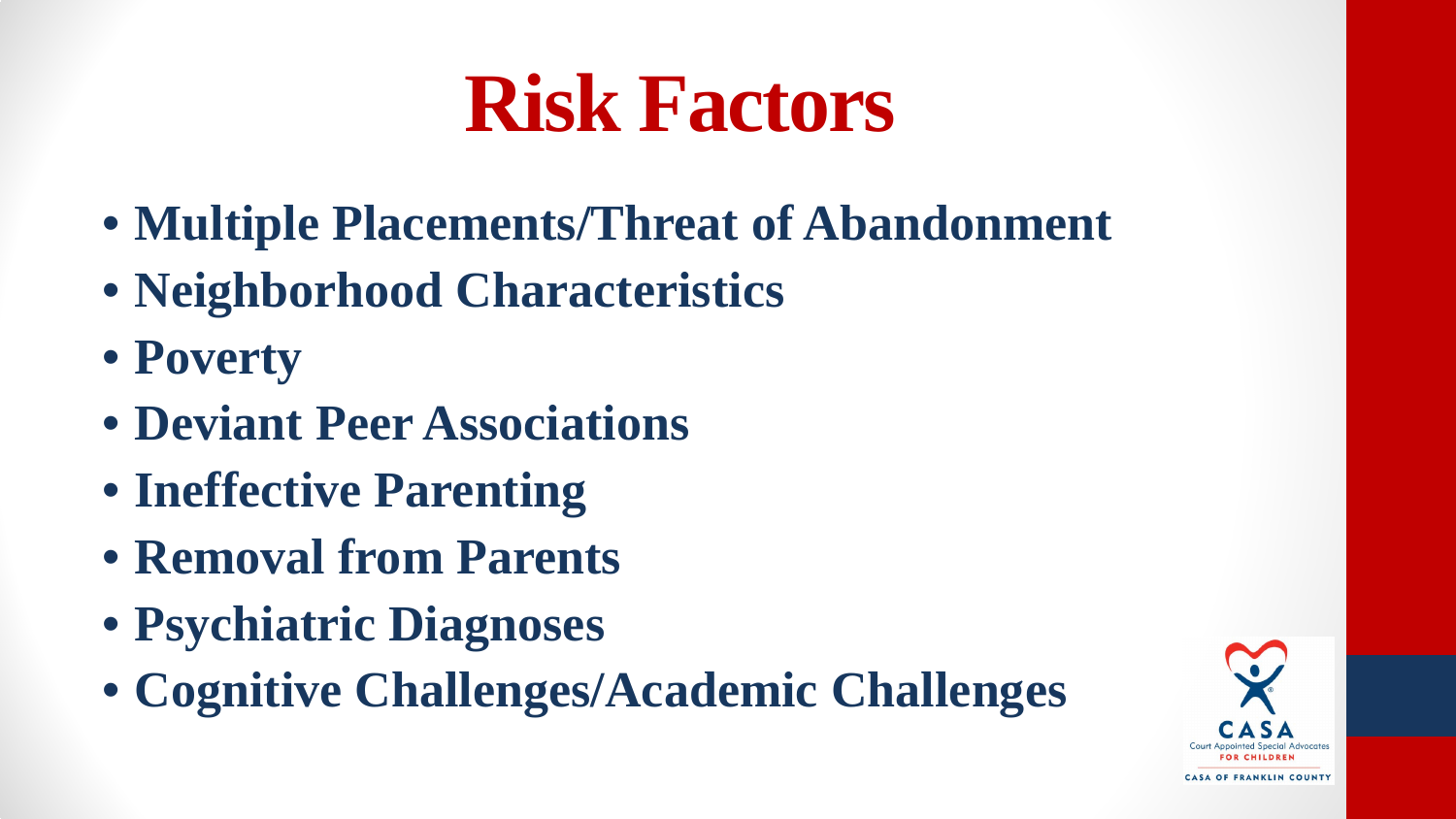# Risk Factors

- **Multiple Placements/Threat of Abandonment**
- **Neighborhood Characteristics**
- **Poverty**
- **Deviant Peer Associations**
- **Ineffective Parenting**
- **Removal from Parents**
- **Psychiatric Diagnoses**
- **Cognitive Challenges/Academic Challenges**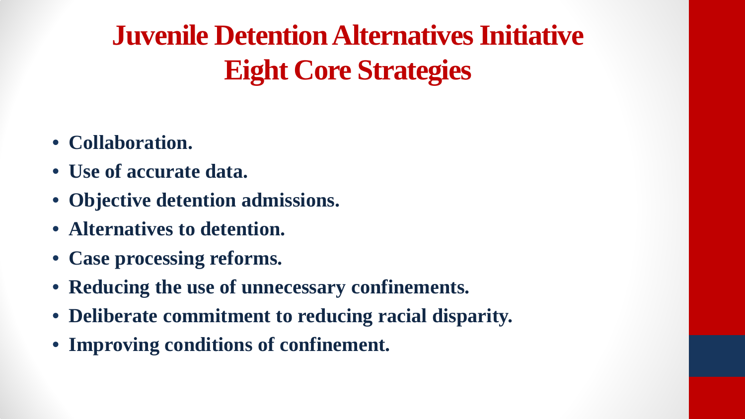# Juvenile Detention Alternatives Initiative
# Eight Core Strategies

- **Collaboration.**
- **Use of accurate data.**
- **Objective detention admissions.**
- **Alternatives to detention.**
- **Case processing reforms.**
- **Reducing the use of unnecessary confinements.**
- **Deliberate commitment to reducing racial disparity.**
- **Improving conditions of confinement.**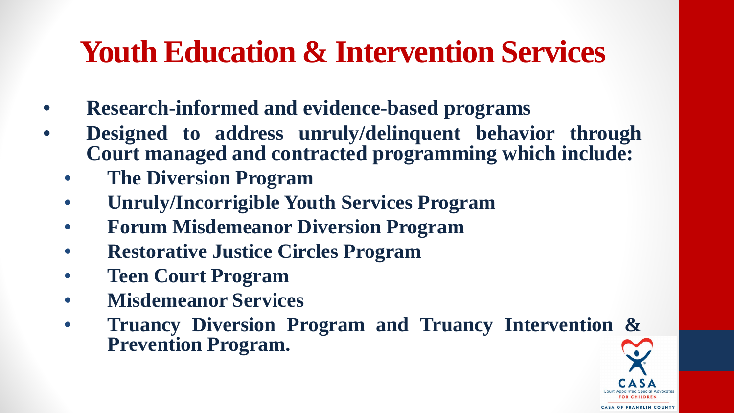# Youth Education & Intervention Services

- **Research-informed and evidence-based programs**
- **Designed to address unruly/delinquent behavior through Court managed and contracted programming which include:**
  - **The Diversion Program**
  - **Unruly/Incorrigible Youth Services Program**
  - **Forum Misdemeanor Diversion Program**
  - **Restorative Justice Circles Program**
  - **Teen Court Program**
  - **Misdemeanor Services**
  - **Truancy Diversion Program and Truancy Intervention & Prevention Program.**

CASA Court Appointed Special Advocates FOR CHILDREN

CASA OF FRANKLIN COUNTY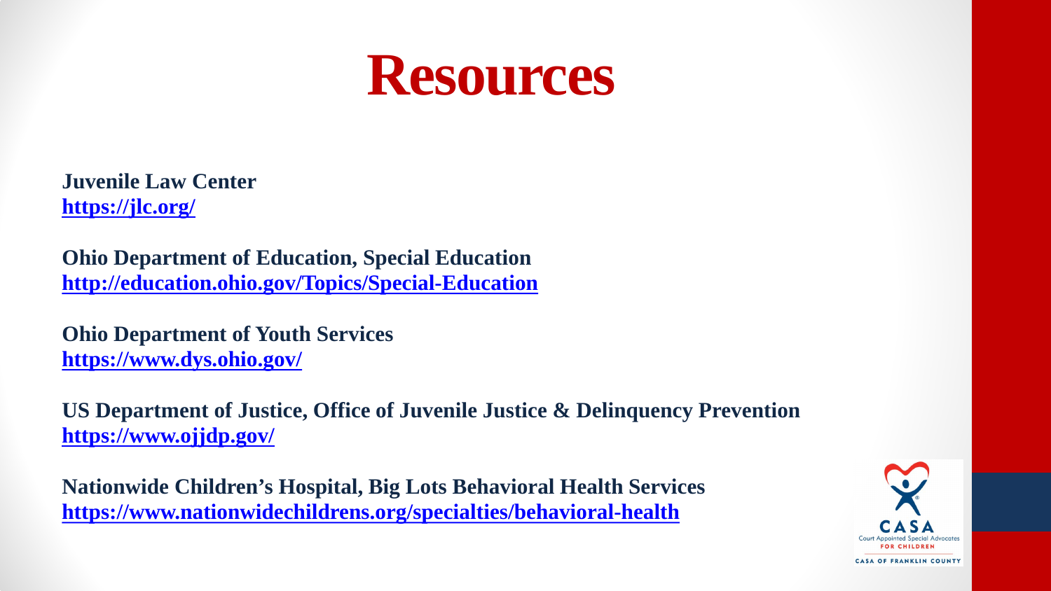# Resources

**Juvenile Law Center**
**[https://jlc.org/](https://jlc.org/)**

**Ohio Department of Education, Special Education**
**[http://education.ohio.gov/Topics/Special-Education](http://education.ohio.gov/Topics/Special-Education)**

**Ohio Department of Youth Services**
**[https://www.dys.ohio.gov/](https://www.dys.ohio.gov/)**

**US Department of Justice, Office of Juvenile Justice & Delinquency Prevention**
**[https://www.ojjdp.gov/](https://www.ojjdp.gov/)**

**Nationwide Children's Hospital, Big Lots Behavioral Health Services**
**[https://www.nationwidechildrens.org/specialties/behavioral-health](https://www.nationwidechildrens.org/specialties/behavioral-health)**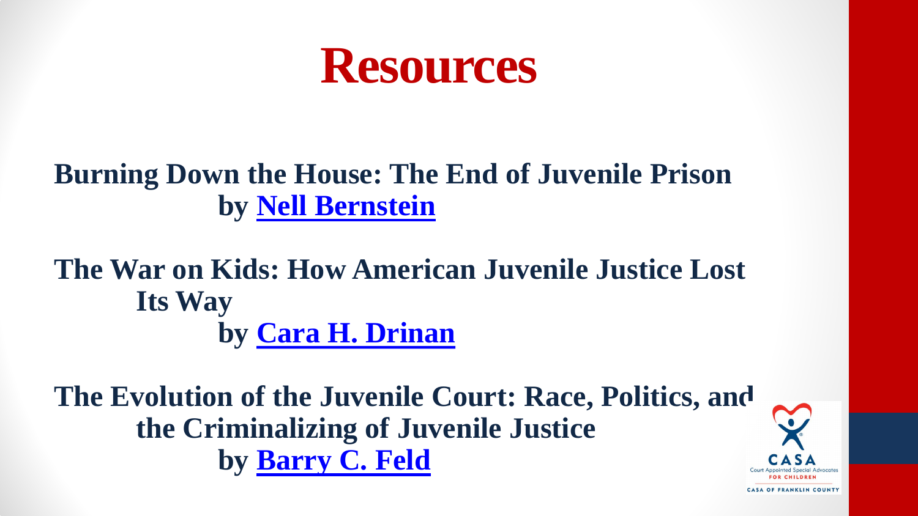# Resources

**Burning Down the House: The End of Juvenile Prison**
**by [Nell Bernstein]()**

**The War on Kids: How American Juvenile Justice Lost Its Way**
**by [Cara H. Drinan]()**

**The Evolution of the Juvenile Court: Race, Politics, and the Criminalizing of Juvenile Justice**
**by [Barry C. Feld]()**

CASA
Court Appointed Special Advocates
FOR CHILDREN
CASA OF FRANKLIN COUNTY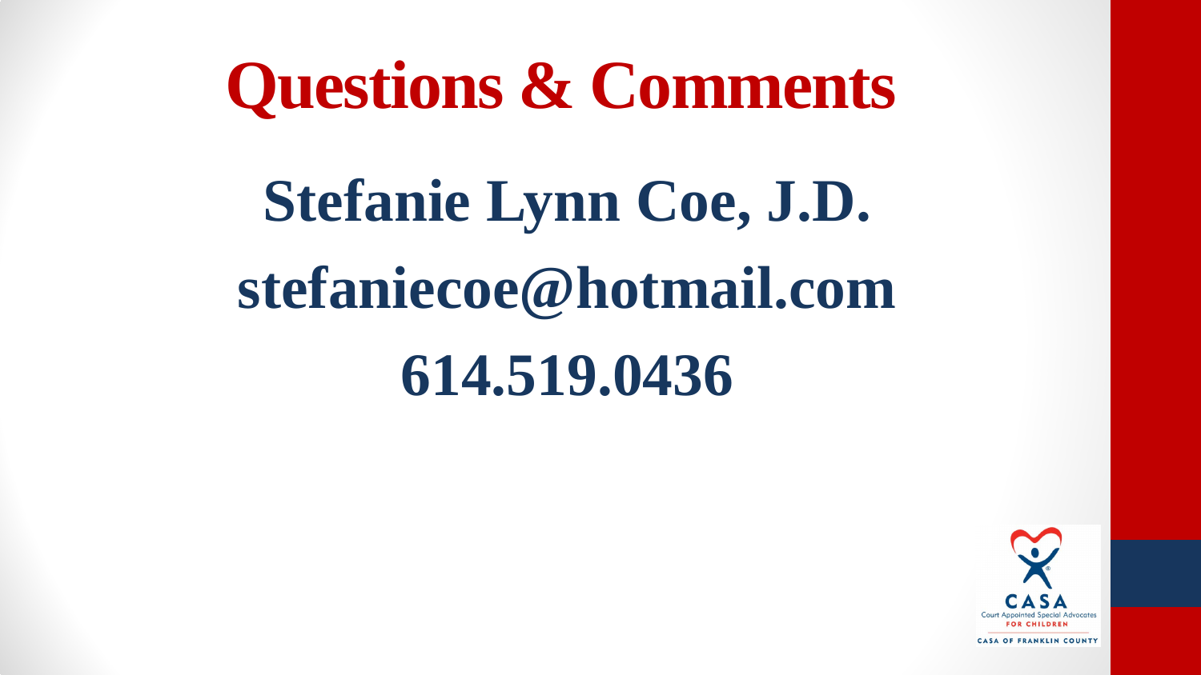# Questions & Comments

**Stefanie Lynn Coe, J.D.**

**stefaniecoe@hotmail.com**

**614.519.0436**

CASA

Court Appointed Special Advocates

FOR CHILDREN

CASA OF FRANKLIN COUNTY